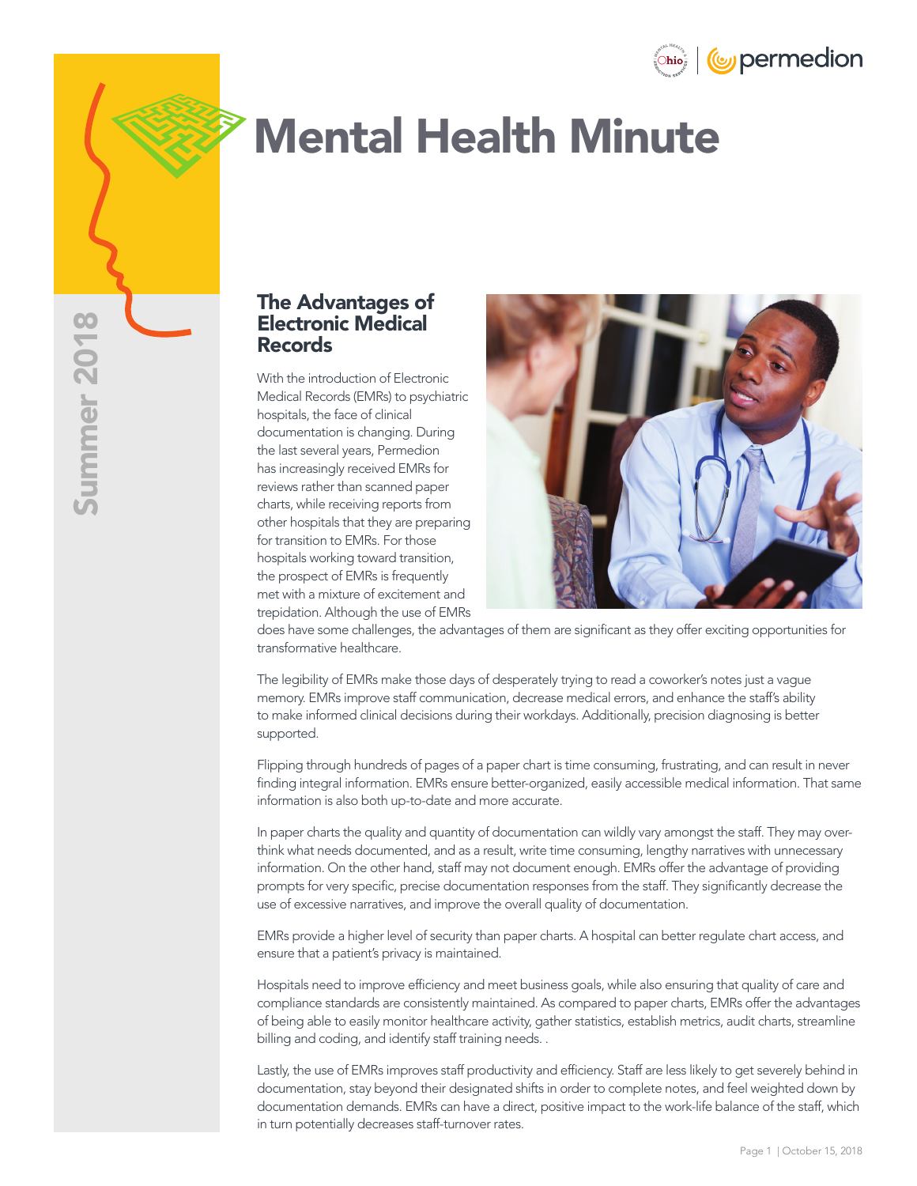# Mental Health Minute

Summer 2018

## The Advantages of Electronic Medical Records

With the introduction of Electronic Medical Records (EMRs) to psychiatric hospitals, the face of clinical documentation is changing. During the last several years, Permedion has increasingly received EMRs for reviews rather than scanned paper charts, while receiving reports from other hospitals that they are preparing for transition to EMRs. For those hospitals working toward transition, the prospect of EMRs is frequently met with a mixture of excitement and trepidation. Although the use of EMRs does have some challenges, the advantages of them are significant as they offer exciting opportunities for transformative healthcare.

The legibility of EMRs make those days of desperately trying to read a coworker's notes just a vague memory. EMRs improve staff communication, decrease medical errors, and enhance the staff's ability to make informed clinical decisions during their workdays. Additionally, precision diagnosing is better supported.

Flipping through hundreds of pages of a paper chart is time consuming, frustrating, and can result in never finding integral information. EMRs ensure better-organized, easily accessible medical information. That same information is also both up-to-date and more accurate.

In paper charts the quality and quantity of documentation can wildly vary amongst the staff. They may over-think what needs documented, and as a result, write time consuming, lengthy narratives with unnecessary information. On the other hand, staff may not document enough. EMRs offer the advantage of providing prompts for very specific, precise documentation responses from the staff. They significantly decrease the use of excessive narratives, and improve the overall quality of documentation.

EMRs provide a higher level of security than paper charts. A hospital can better regulate chart access, and ensure that a patient's privacy is maintained.

Hospitals need to improve efficiency and meet business goals, while also ensuring that quality of care and compliance standards are consistently maintained. As compared to paper charts, EMRs offer the advantages of being able to easily monitor healthcare activity, gather statistics, establish metrics, audit charts, streamline billing and coding, and identify staff training needs. .

Lastly, the use of EMRs improves staff productivity and efficiency. Staff are less likely to get severely behind in documentation, stay beyond their designated shifts in order to complete notes, and feel weighted down by documentation demands. EMRs can have a direct, positive impact to the work-life balance of the staff, which in turn potentially decreases staff-turnover rates.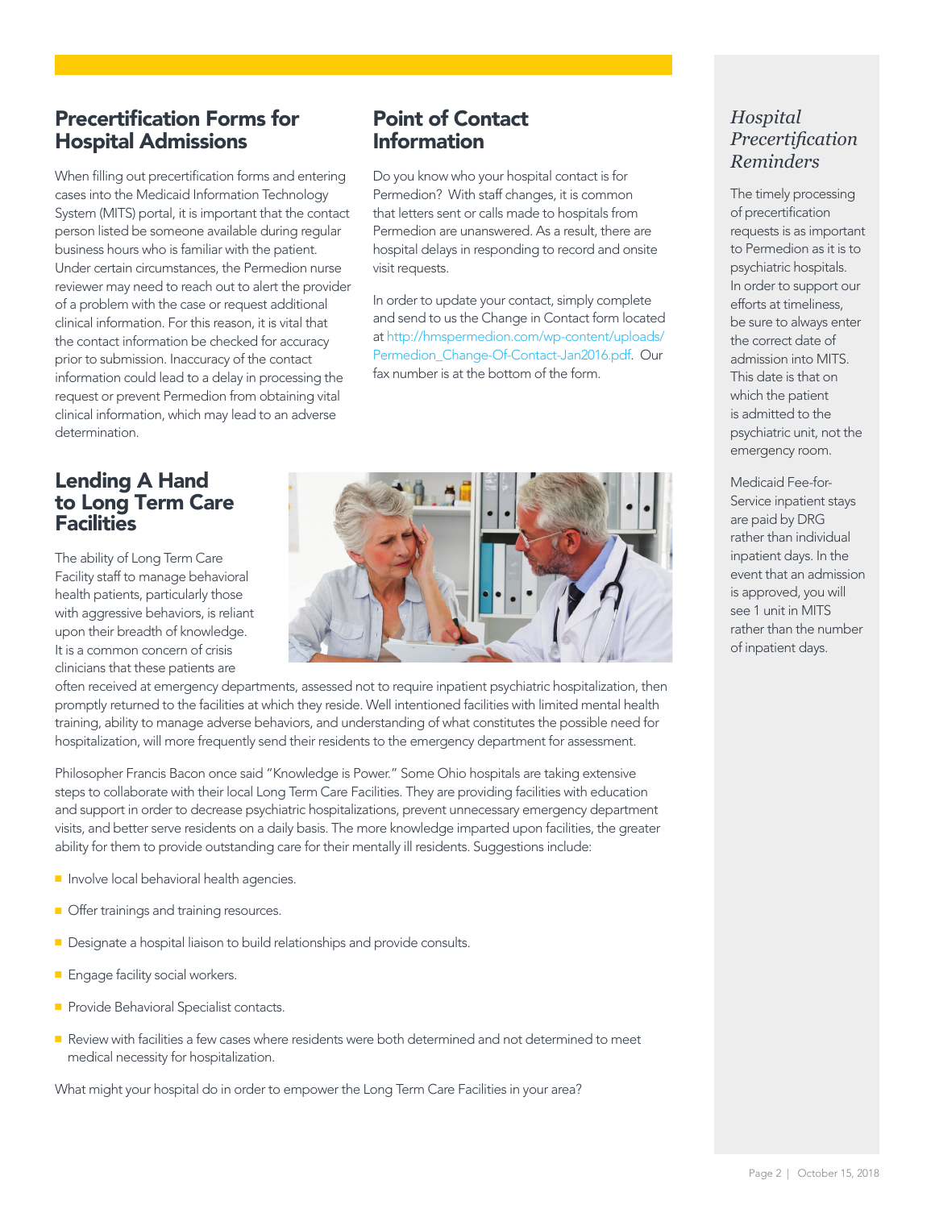## Precertification Forms for Hospital Admissions

When filling out precertification forms and entering cases into the Medicaid Information Technology System (MITS) portal, it is important that the contact person listed be someone available during regular business hours who is familiar with the patient. Under certain circumstances, the Permedion nurse reviewer may need to reach out to alert the provider of a problem with the case or request additional clinical information. For this reason, it is vital that the contact information be checked for accuracy prior to submission. Inaccuracy of the contact information could lead to a delay in processing the request or prevent Permedion from obtaining vital clinical information, which may lead to an adverse determination.

## Point of Contact Information

Do you know who your hospital contact is for Permedion? With staff changes, it is common that letters sent or calls made to hospitals from Permedion are unanswered. As a result, there are hospital delays in responding to record and onsite visit requests.

In order to update your contact, simply complete and send to us the Change in Contact form located at http://hmspermedion.com/wp-content/uploads/Permedion_Change-Of-Contact-Jan2016.pdf. Our fax number is at the bottom of the form.

## Lending A Hand to Long Term Care Facilities

The ability of Long Term Care Facility staff to manage behavioral health patients, particularly those with aggressive behaviors, is reliant upon their breadth of knowledge. It is a common concern of crisis clinicians that these patients are often received at emergency departments, assessed not to require inpatient psychiatric hospitalization, then promptly returned to the facilities at which they reside. Well intentioned facilities with limited mental health training, ability to manage adverse behaviors, and understanding of what constitutes the possible need for hospitalization, will more frequently send their residents to the emergency department for assessment.

Philosopher Francis Bacon once said "Knowledge is Power." Some Ohio hospitals are taking extensive steps to collaborate with their local Long Term Care Facilities. They are providing facilities with education and support in order to decrease psychiatric hospitalizations, prevent unnecessary emergency department visits, and better serve residents on a daily basis. The more knowledge imparted upon facilities, the greater ability for them to provide outstanding care for their mentally ill residents. Suggestions include:

- Involve local behavioral health agencies.
- Offer trainings and training resources.
- Designate a hospital liaison to build relationships and provide consults.
- Engage facility social workers.
- Provide Behavioral Specialist contacts.
- Review with facilities a few cases where residents were both determined and not determined to meet medical necessity for hospitalization.

What might your hospital do in order to empower the Long Term Care Facilities in your area?

## *Hospital Precertification Reminders*

The timely processing of precertification requests is as important to Permedion as it is to psychiatric hospitals. In order to support our efforts at timeliness, be sure to always enter the correct date of admission into MITS. This date is that on which the patient is admitted to the psychiatric unit, not the emergency room.

Medicaid Fee-for-Service inpatient stays are paid by DRG rather than individual inpatient days. In the event that an admission is approved, you will see 1 unit in MITS rather than the number of inpatient days.